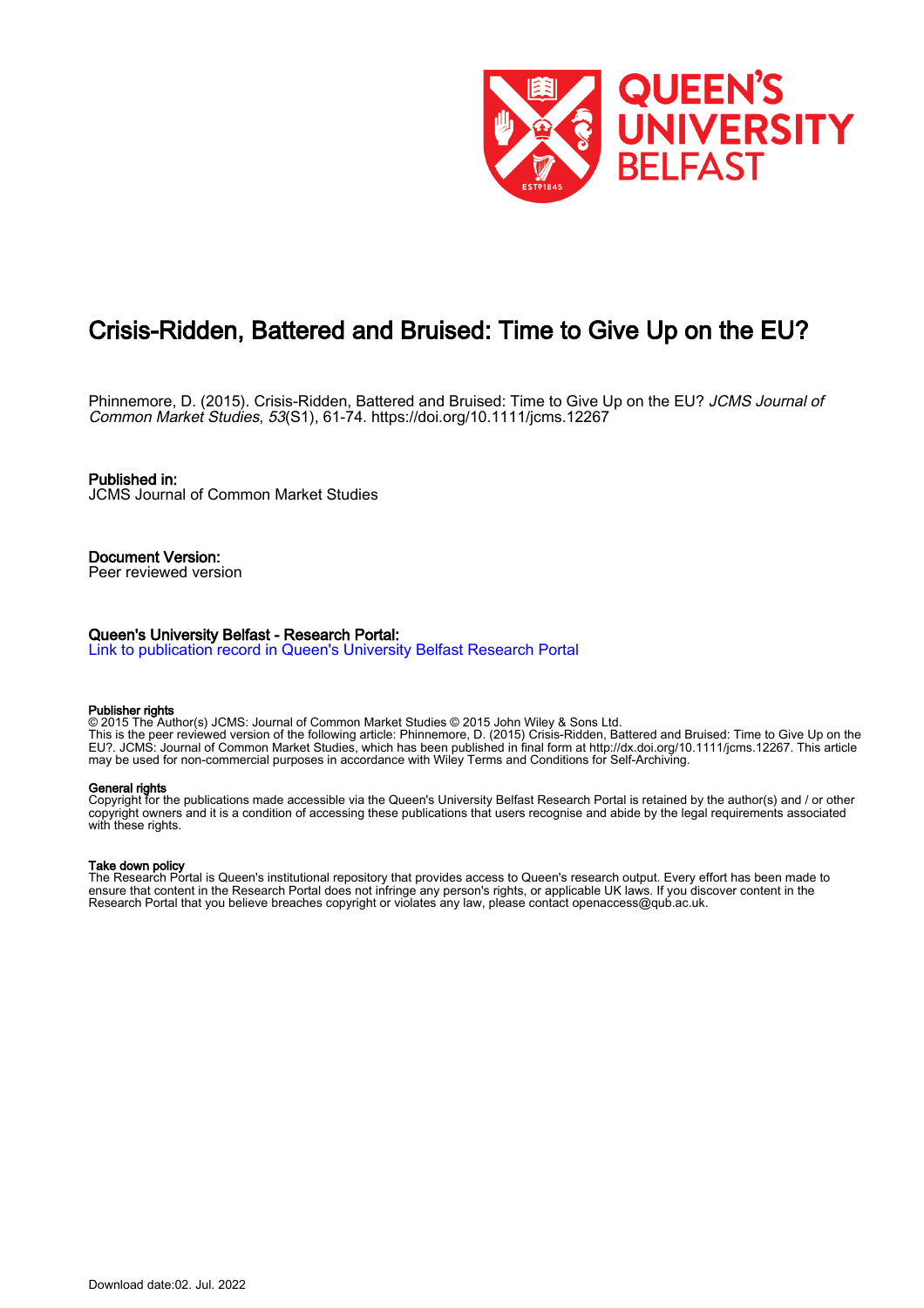# Crisis-Ridden, Battered and Bruised: Time to Give Up on the EU?

Phinnemore, D. (2015). Crisis-Ridden, Battered and Bruised: Time to Give Up on the EU? *JCMS Journal of Common Market Studies*, *53*(S1), 61-74. https://doi.org/10.1111/jcms.12267

**Published in:**
JCMS Journal of Common Market Studies

**Document Version:**
Peer reviewed version

**Queen's University Belfast - Research Portal:**
Link to publication record in Queen's University Belfast Research Portal

**Publisher rights**
© 2015 The Author(s) JCMS: Journal of Common Market Studies © 2015 John Wiley & Sons Ltd.
This is the peer reviewed version of the following article: Phinnemore, D. (2015) Crisis-Ridden, Battered and Bruised: Time to Give Up on the EU?. JCMS: Journal of Common Market Studies, which has been published in final form at http://dx.doi.org/10.1111/jcms.12267. This article may be used for non-commercial purposes in accordance with Wiley Terms and Conditions for Self-Archiving.

**General rights**
Copyright for the publications made accessible via the Queen's University Belfast Research Portal is retained by the author(s) and / or other copyright owners and it is a condition of accessing these publications that users recognise and abide by the legal requirements associated with these rights.

**Take down policy**
The Research Portal is Queen's institutional repository that provides access to Queen's research output. Every effort has been made to ensure that content in the Research Portal does not infringe any person's rights, or applicable UK laws. If you discover content in the Research Portal that you believe breaches copyright or violates any law, please contact openaccess@qub.ac.uk.

Download date:02. Jul. 2022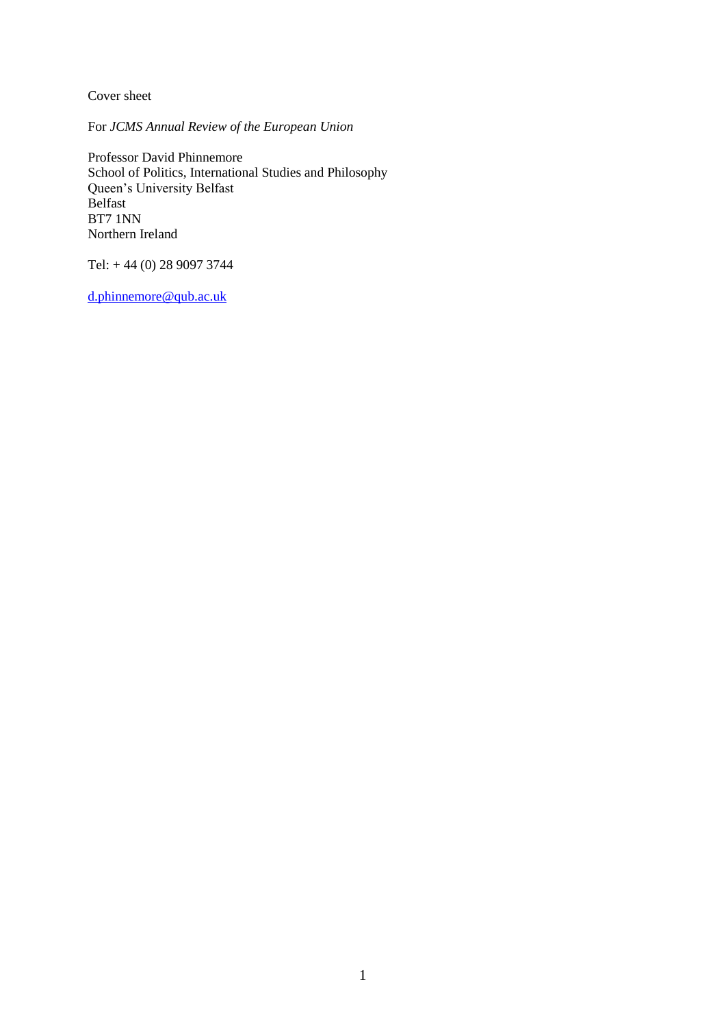Cover sheet

For *JCMS Annual Review of the European Union*

Professor David Phinnemore  
School of Politics, International Studies and Philosophy  
Queen's University Belfast  
Belfast  
BT7 1NN  
Northern Ireland

Tel: + 44 (0) 28 9097 3744

d.phinnemore@qub.ac.uk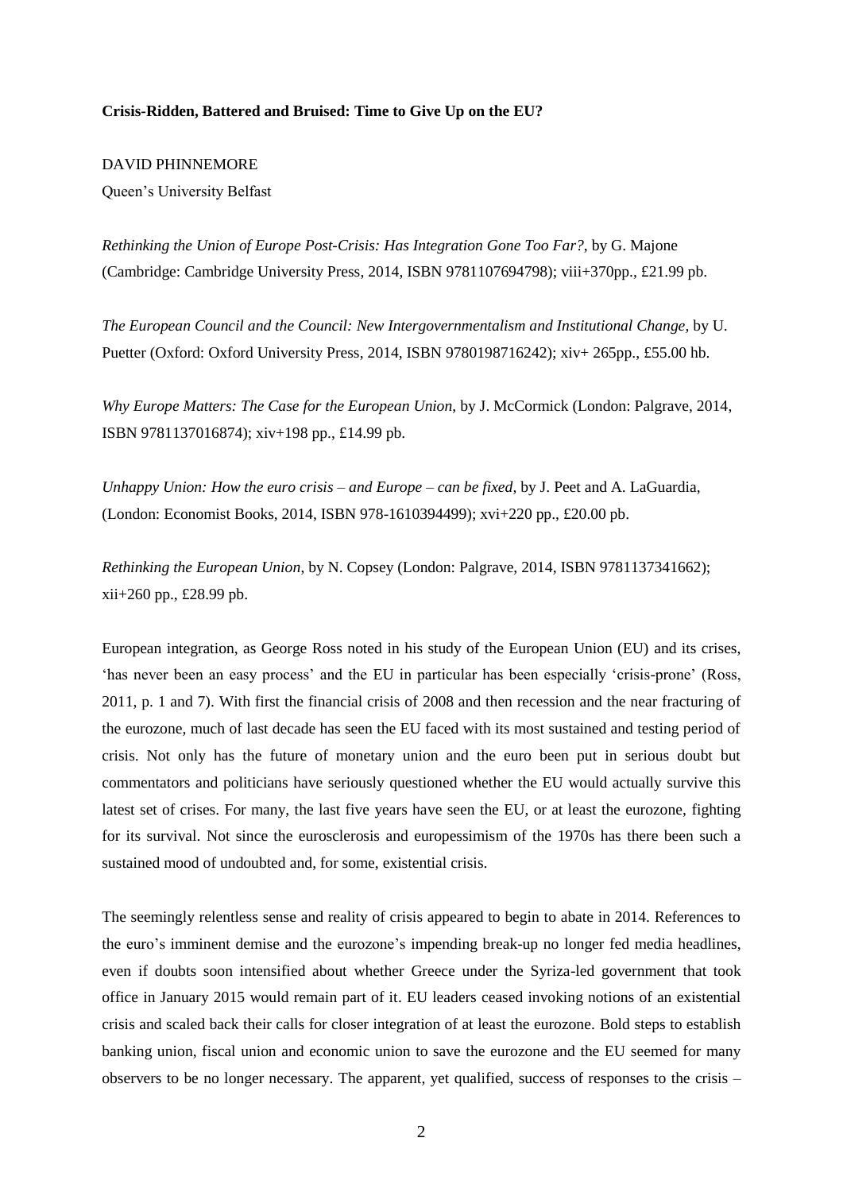**Crisis-Ridden, Battered and Bruised: Time to Give Up on the EU?**

DAVID PHINNEMORE

Queen's University Belfast

*Rethinking the Union of Europe Post-Crisis: Has Integration Gone Too Far?*, by G. Majone (Cambridge: Cambridge University Press, 2014, ISBN 9781107694798); viii+370pp., £21.99 pb.

*The European Council and the Council: New Intergovernmentalism and Institutional Change*, by U. Puetter (Oxford: Oxford University Press, 2014, ISBN 9780198716242); xiv+ 265pp., £55.00 hb.

*Why Europe Matters: The Case for the European Union*, by J. McCormick (London: Palgrave, 2014, ISBN 9781137016874); xiv+198 pp., £14.99 pb.

*Unhappy Union: How the euro crisis – and Europe – can be fixed*, by J. Peet and A. LaGuardia, (London: Economist Books, 2014, ISBN 978-1610394499); xvi+220 pp., £20.00 pb.

*Rethinking the European Union*, by N. Copsey (London: Palgrave, 2014, ISBN 9781137341662); xii+260 pp., £28.99 pb.

European integration, as George Ross noted in his study of the European Union (EU) and its crises, 'has never been an easy process' and the EU in particular has been especially 'crisis-prone' (Ross, 2011, p. 1 and 7). With first the financial crisis of 2008 and then recession and the near fracturing of the eurozone, much of last decade has seen the EU faced with its most sustained and testing period of crisis. Not only has the future of monetary union and the euro been put in serious doubt but commentators and politicians have seriously questioned whether the EU would actually survive this latest set of crises. For many, the last five years have seen the EU, or at least the eurozone, fighting for its survival. Not since the eurosclerosis and europessimism of the 1970s has there been such a sustained mood of undoubted and, for some, existential crisis.

The seemingly relentless sense and reality of crisis appeared to begin to abate in 2014. References to the euro's imminent demise and the eurozone's impending break-up no longer fed media headlines, even if doubts soon intensified about whether Greece under the Syriza-led government that took office in January 2015 would remain part of it. EU leaders ceased invoking notions of an existential crisis and scaled back their calls for closer integration of at least the eurozone. Bold steps to establish banking union, fiscal union and economic union to save the eurozone and the EU seemed for many observers to be no longer necessary. The apparent, yet qualified, success of responses to the crisis –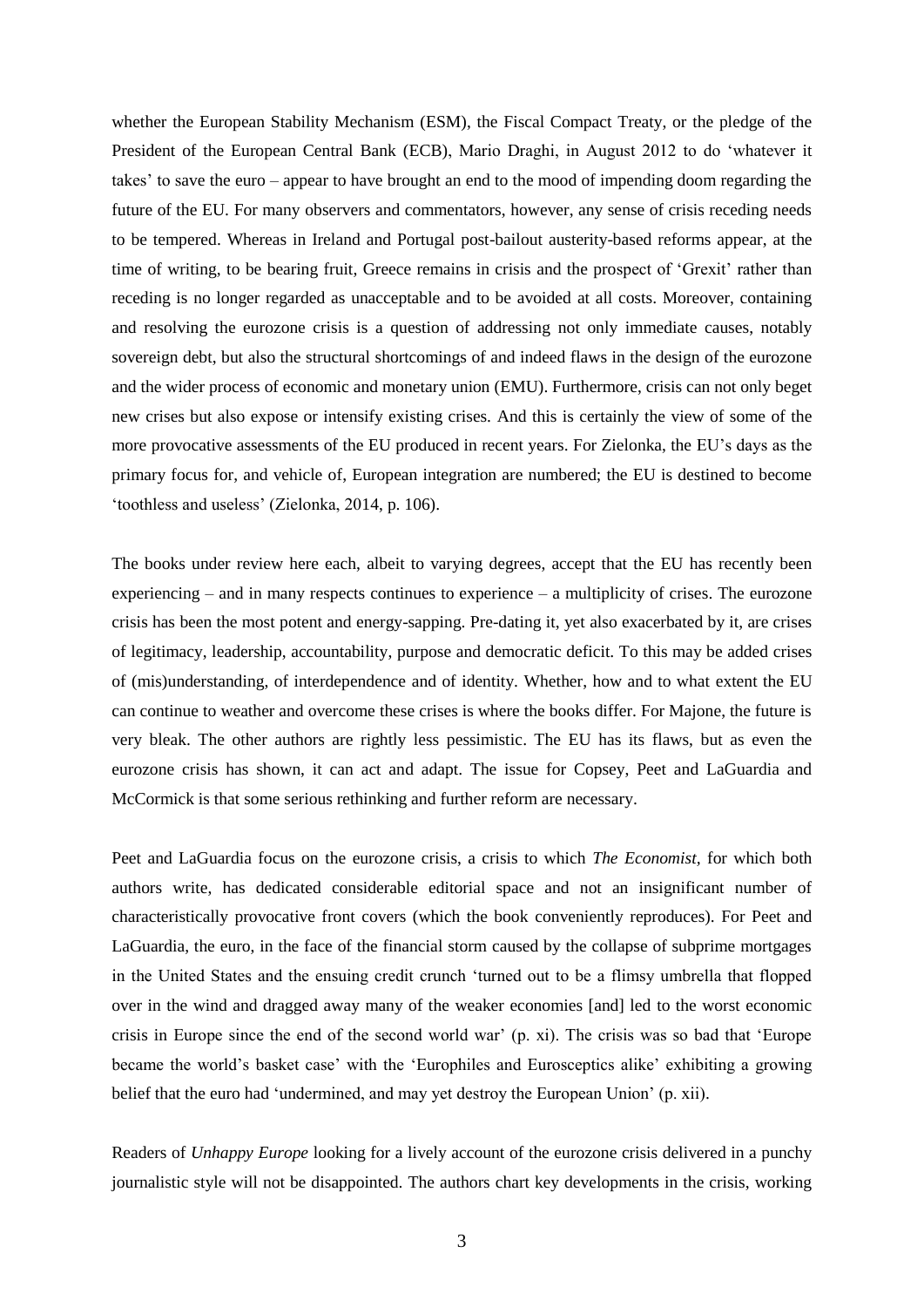whether the European Stability Mechanism (ESM), the Fiscal Compact Treaty, or the pledge of the President of the European Central Bank (ECB), Mario Draghi, in August 2012 to do 'whatever it takes' to save the euro – appear to have brought an end to the mood of impending doom regarding the future of the EU. For many observers and commentators, however, any sense of crisis receding needs to be tempered. Whereas in Ireland and Portugal post-bailout austerity-based reforms appear, at the time of writing, to be bearing fruit, Greece remains in crisis and the prospect of 'Grexit' rather than receding is no longer regarded as unacceptable and to be avoided at all costs. Moreover, containing and resolving the eurozone crisis is a question of addressing not only immediate causes, notably sovereign debt, but also the structural shortcomings of and indeed flaws in the design of the eurozone and the wider process of economic and monetary union (EMU). Furthermore, crisis can not only beget new crises but also expose or intensify existing crises. And this is certainly the view of some of the more provocative assessments of the EU produced in recent years. For Zielonka, the EU's days as the primary focus for, and vehicle of, European integration are numbered; the EU is destined to become 'toothless and useless' (Zielonka, 2014, p. 106).

The books under review here each, albeit to varying degrees, accept that the EU has recently been experiencing – and in many respects continues to experience – a multiplicity of crises. The eurozone crisis has been the most potent and energy-sapping. Pre-dating it, yet also exacerbated by it, are crises of legitimacy, leadership, accountability, purpose and democratic deficit. To this may be added crises of (mis)understanding, of interdependence and of identity. Whether, how and to what extent the EU can continue to weather and overcome these crises is where the books differ. For Majone, the future is very bleak. The other authors are rightly less pessimistic. The EU has its flaws, but as even the eurozone crisis has shown, it can act and adapt. The issue for Copsey, Peet and LaGuardia and McCormick is that some serious rethinking and further reform are necessary.

Peet and LaGuardia focus on the eurozone crisis, a crisis to which *The Economist*, for which both authors write, has dedicated considerable editorial space and not an insignificant number of characteristically provocative front covers (which the book conveniently reproduces). For Peet and LaGuardia, the euro, in the face of the financial storm caused by the collapse of subprime mortgages in the United States and the ensuing credit crunch 'turned out to be a flimsy umbrella that flopped over in the wind and dragged away many of the weaker economies [and] led to the worst economic crisis in Europe since the end of the second world war' (p. xi). The crisis was so bad that 'Europe became the world's basket case' with the 'Europhiles and Eurosceptics alike' exhibiting a growing belief that the euro had 'undermined, and may yet destroy the European Union' (p. xii).

Readers of *Unhappy Europe* looking for a lively account of the eurozone crisis delivered in a punchy journalistic style will not be disappointed. The authors chart key developments in the crisis, working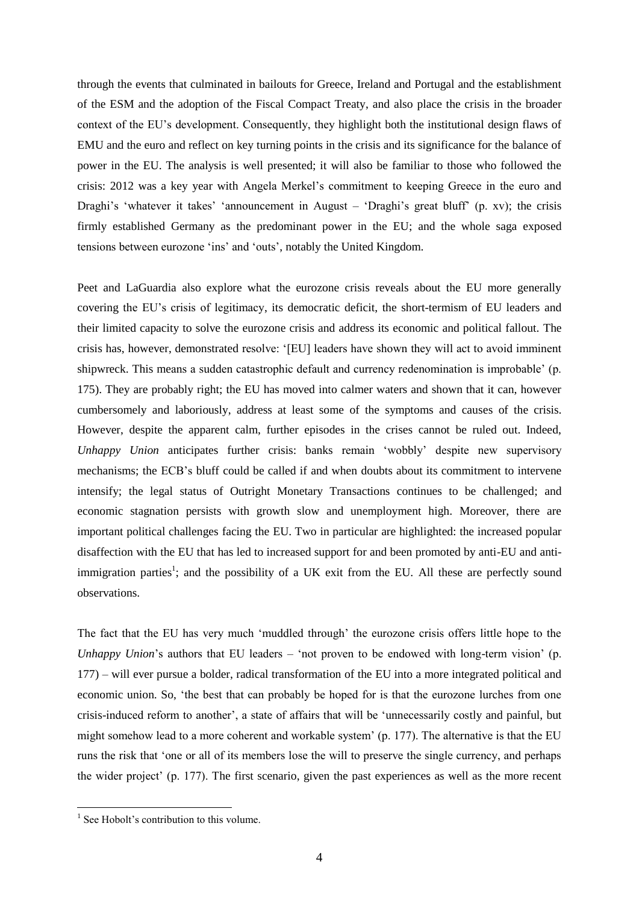through the events that culminated in bailouts for Greece, Ireland and Portugal and the establishment of the ESM and the adoption of the Fiscal Compact Treaty, and also place the crisis in the broader context of the EU's development. Consequently, they highlight both the institutional design flaws of EMU and the euro and reflect on key turning points in the crisis and its significance for the balance of power in the EU. The analysis is well presented; it will also be familiar to those who followed the crisis: 2012 was a key year with Angela Merkel's commitment to keeping Greece in the euro and Draghi's 'whatever it takes' 'announcement in August – 'Draghi's great bluff' (p. xv); the crisis firmly established Germany as the predominant power in the EU; and the whole saga exposed tensions between eurozone 'ins' and 'outs', notably the United Kingdom.

Peet and LaGuardia also explore what the eurozone crisis reveals about the EU more generally covering the EU's crisis of legitimacy, its democratic deficit, the short-termism of EU leaders and their limited capacity to solve the eurozone crisis and address its economic and political fallout. The crisis has, however, demonstrated resolve: '[EU] leaders have shown they will act to avoid imminent shipwreck. This means a sudden catastrophic default and currency redenomination is improbable' (p. 175). They are probably right; the EU has moved into calmer waters and shown that it can, however cumbersomely and laboriously, address at least some of the symptoms and causes of the crisis. However, despite the apparent calm, further episodes in the crises cannot be ruled out. Indeed, *Unhappy Union* anticipates further crisis: banks remain 'wobbly' despite new supervisory mechanisms; the ECB's bluff could be called if and when doubts about its commitment to intervene intensify; the legal status of Outright Monetary Transactions continues to be challenged; and economic stagnation persists with growth slow and unemployment high. Moreover, there are important political challenges facing the EU. Two in particular are highlighted: the increased popular disaffection with the EU that has led to increased support for and been promoted by anti-EU and anti-immigration parties[1]; and the possibility of a UK exit from the EU. All these are perfectly sound observations.

The fact that the EU has very much 'muddled through' the eurozone crisis offers little hope to the *Unhappy Union*'s authors that EU leaders – 'not proven to be endowed with long-term vision' (p. 177) – will ever pursue a bolder, radical transformation of the EU into a more integrated political and economic union. So, 'the best that can probably be hoped for is that the eurozone lurches from one crisis-induced reform to another', a state of affairs that will be 'unnecessarily costly and painful, but might somehow lead to a more coherent and workable system' (p. 177). The alternative is that the EU runs the risk that 'one or all of its members lose the will to preserve the single currency, and perhaps the wider project' (p. 177). The first scenario, given the past experiences as well as the more recent

[1] See Hobolt's contribution to this volume.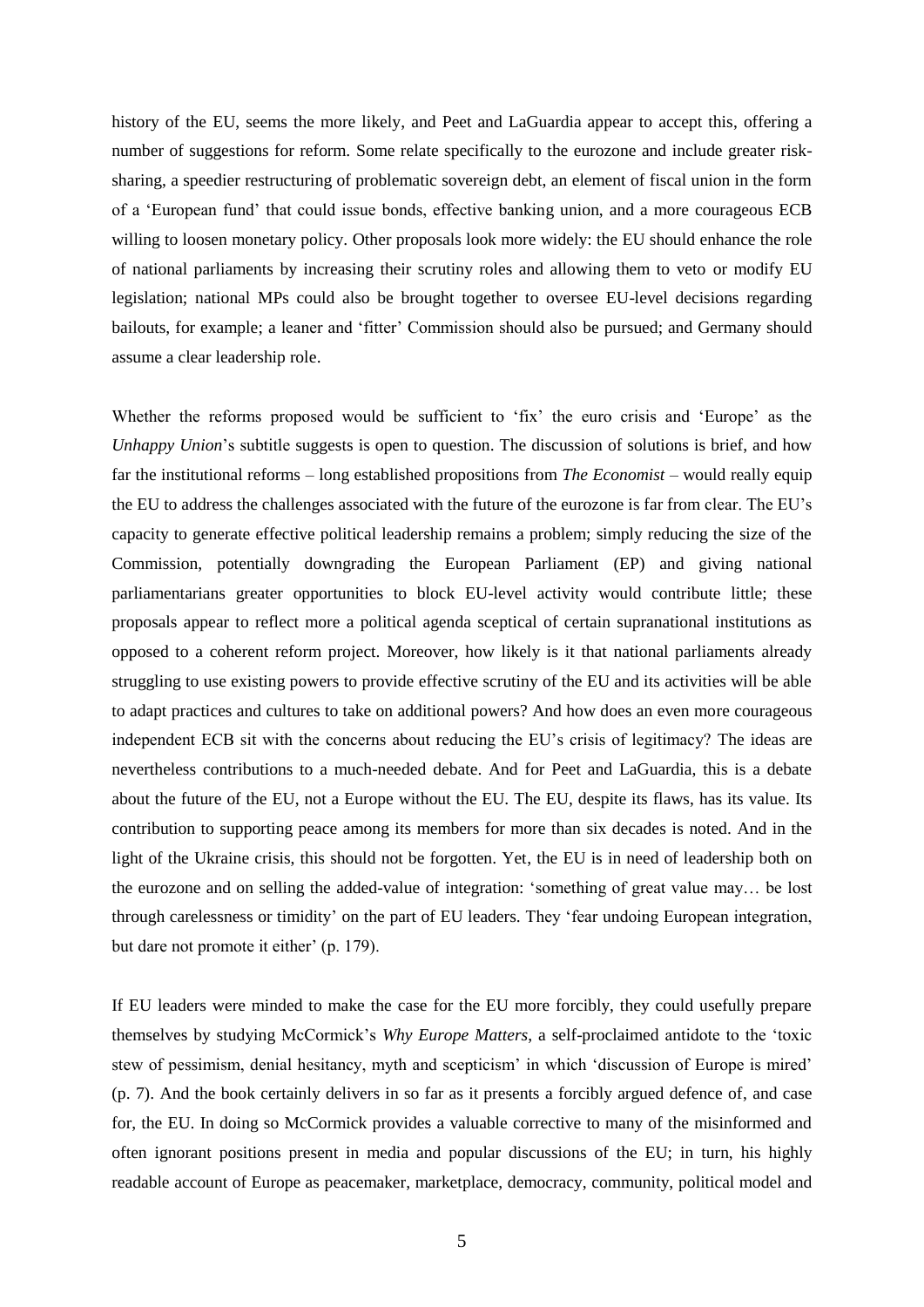history of the EU, seems the more likely, and Peet and LaGuardia appear to accept this, offering a number of suggestions for reform. Some relate specifically to the eurozone and include greater risk-sharing, a speedier restructuring of problematic sovereign debt, an element of fiscal union in the form of a 'European fund' that could issue bonds, effective banking union, and a more courageous ECB willing to loosen monetary policy. Other proposals look more widely: the EU should enhance the role of national parliaments by increasing their scrutiny roles and allowing them to veto or modify EU legislation; national MPs could also be brought together to oversee EU-level decisions regarding bailouts, for example; a leaner and 'fitter' Commission should also be pursued; and Germany should assume a clear leadership role.

Whether the reforms proposed would be sufficient to 'fix' the euro crisis and 'Europe' as the *Unhappy Union*'s subtitle suggests is open to question. The discussion of solutions is brief, and how far the institutional reforms – long established propositions from *The Economist* – would really equip the EU to address the challenges associated with the future of the eurozone is far from clear. The EU's capacity to generate effective political leadership remains a problem; simply reducing the size of the Commission, potentially downgrading the European Parliament (EP) and giving national parliamentarians greater opportunities to block EU-level activity would contribute little; these proposals appear to reflect more a political agenda sceptical of certain supranational institutions as opposed to a coherent reform project. Moreover, how likely is it that national parliaments already struggling to use existing powers to provide effective scrutiny of the EU and its activities will be able to adapt practices and cultures to take on additional powers? And how does an even more courageous independent ECB sit with the concerns about reducing the EU's crisis of legitimacy? The ideas are nevertheless contributions to a much-needed debate. And for Peet and LaGuardia, this is a debate about the future of the EU, not a Europe without the EU. The EU, despite its flaws, has its value. Its contribution to supporting peace among its members for more than six decades is noted. And in the light of the Ukraine crisis, this should not be forgotten. Yet, the EU is in need of leadership both on the eurozone and on selling the added-value of integration: 'something of great value may… be lost through carelessness or timidity' on the part of EU leaders. They 'fear undoing European integration, but dare not promote it either' (p. 179).

If EU leaders were minded to make the case for the EU more forcibly, they could usefully prepare themselves by studying McCormick's *Why Europe Matters*, a self-proclaimed antidote to the 'toxic stew of pessimism, denial hesitancy, myth and scepticism' in which 'discussion of Europe is mired' (p. 7). And the book certainly delivers in so far as it presents a forcibly argued defence of, and case for, the EU. In doing so McCormick provides a valuable corrective to many of the misinformed and often ignorant positions present in media and popular discussions of the EU; in turn, his highly readable account of Europe as peacemaker, marketplace, democracy, community, political model and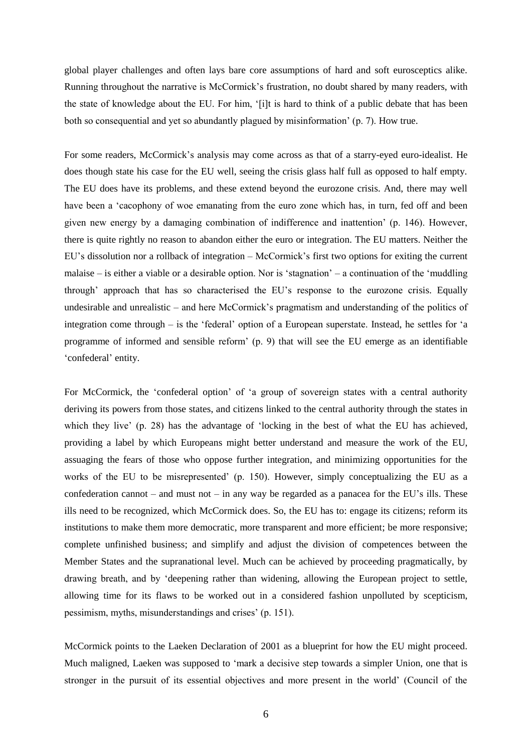global player challenges and often lays bare core assumptions of hard and soft eurosceptics alike. Running throughout the narrative is McCormick's frustration, no doubt shared by many readers, with the state of knowledge about the EU. For him, '[i]t is hard to think of a public debate that has been both so consequential and yet so abundantly plagued by misinformation' (p. 7). How true.

For some readers, McCormick's analysis may come across as that of a starry-eyed euro-idealist. He does though state his case for the EU well, seeing the crisis glass half full as opposed to half empty. The EU does have its problems, and these extend beyond the eurozone crisis. And, there may well have been a 'cacophony of woe emanating from the euro zone which has, in turn, fed off and been given new energy by a damaging combination of indifference and inattention' (p. 146). However, there is quite rightly no reason to abandon either the euro or integration. The EU matters. Neither the EU's dissolution nor a rollback of integration – McCormick's first two options for exiting the current malaise – is either a viable or a desirable option. Nor is 'stagnation' – a continuation of the 'muddling through' approach that has so characterised the EU's response to the eurozone crisis. Equally undesirable and unrealistic – and here McCormick's pragmatism and understanding of the politics of integration come through – is the 'federal' option of a European superstate. Instead, he settles for 'a programme of informed and sensible reform' (p. 9) that will see the EU emerge as an identifiable 'confederal' entity.

For McCormick, the 'confederal option' of 'a group of sovereign states with a central authority deriving its powers from those states, and citizens linked to the central authority through the states in which they live' (p. 28) has the advantage of 'locking in the best of what the EU has achieved, providing a label by which Europeans might better understand and measure the work of the EU, assuaging the fears of those who oppose further integration, and minimizing opportunities for the works of the EU to be misrepresented' (p. 150). However, simply conceptualizing the EU as a confederation cannot – and must not – in any way be regarded as a panacea for the EU's ills. These ills need to be recognized, which McCormick does. So, the EU has to: engage its citizens; reform its institutions to make them more democratic, more transparent and more efficient; be more responsive; complete unfinished business; and simplify and adjust the division of competences between the Member States and the supranational level. Much can be achieved by proceeding pragmatically, by drawing breath, and by 'deepening rather than widening, allowing the European project to settle, allowing time for its flaws to be worked out in a considered fashion unpolluted by scepticism, pessimism, myths, misunderstandings and crises' (p. 151).

McCormick points to the Laeken Declaration of 2001 as a blueprint for how the EU might proceed. Much maligned, Laeken was supposed to 'mark a decisive step towards a simpler Union, one that is stronger in the pursuit of its essential objectives and more present in the world' (Council of the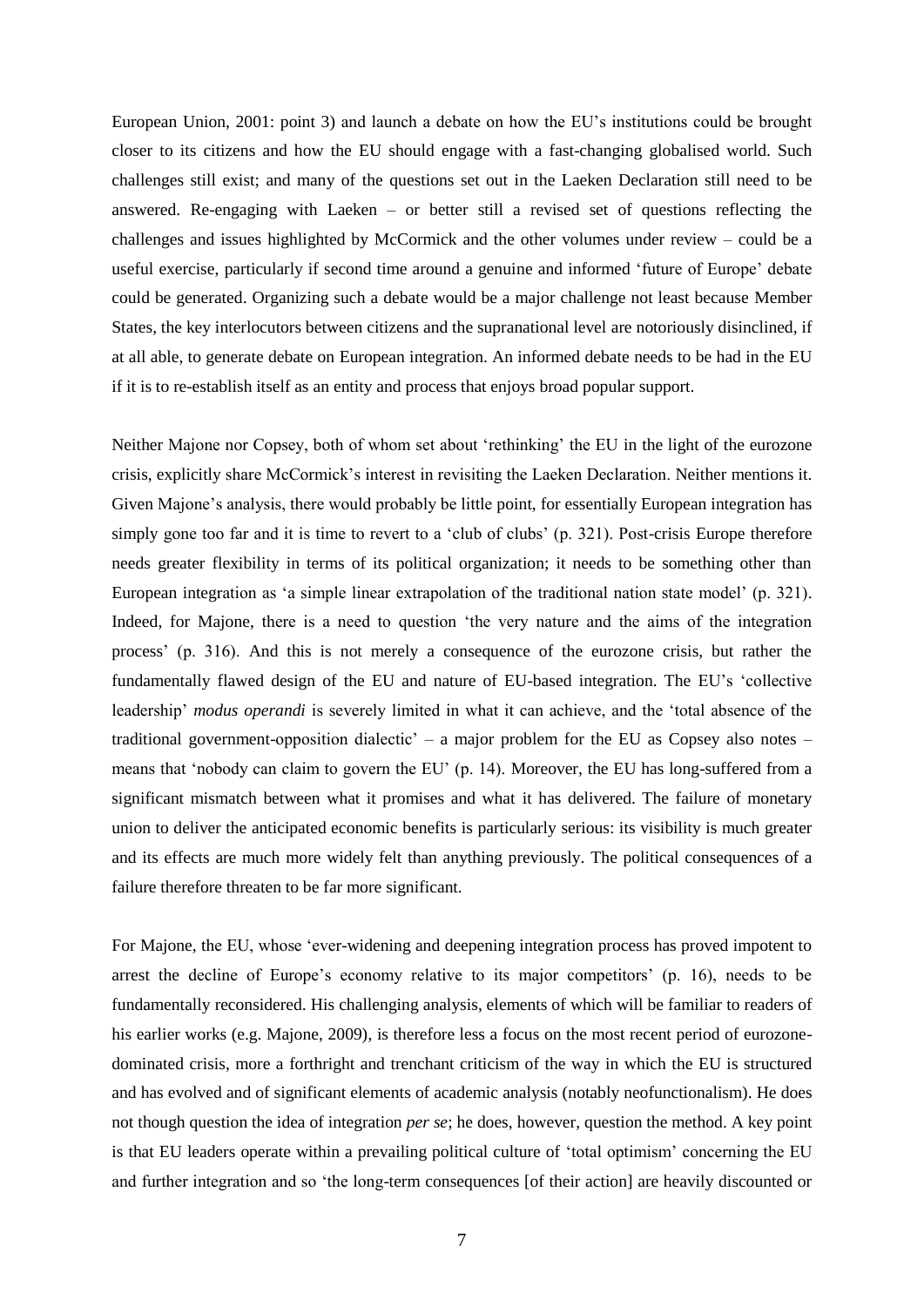European Union, 2001: point 3) and launch a debate on how the EU's institutions could be brought closer to its citizens and how the EU should engage with a fast-changing globalised world. Such challenges still exist; and many of the questions set out in the Laeken Declaration still need to be answered. Re-engaging with Laeken – or better still a revised set of questions reflecting the challenges and issues highlighted by McCormick and the other volumes under review – could be a useful exercise, particularly if second time around a genuine and informed 'future of Europe' debate could be generated. Organizing such a debate would be a major challenge not least because Member States, the key interlocutors between citizens and the supranational level are notoriously disinclined, if at all able, to generate debate on European integration. An informed debate needs to be had in the EU if it is to re-establish itself as an entity and process that enjoys broad popular support.

Neither Majone nor Copsey, both of whom set about 'rethinking' the EU in the light of the eurozone crisis, explicitly share McCormick's interest in revisiting the Laeken Declaration. Neither mentions it. Given Majone's analysis, there would probably be little point, for essentially European integration has simply gone too far and it is time to revert to a 'club of clubs' (p. 321). Post-crisis Europe therefore needs greater flexibility in terms of its political organization; it needs to be something other than European integration as 'a simple linear extrapolation of the traditional nation state model' (p. 321). Indeed, for Majone, there is a need to question 'the very nature and the aims of the integration process' (p. 316). And this is not merely a consequence of the eurozone crisis, but rather the fundamentally flawed design of the EU and nature of EU-based integration. The EU's 'collective leadership' *modus operandi* is severely limited in what it can achieve, and the 'total absence of the traditional government-opposition dialectic' – a major problem for the EU as Copsey also notes – means that 'nobody can claim to govern the EU' (p. 14). Moreover, the EU has long-suffered from a significant mismatch between what it promises and what it has delivered. The failure of monetary union to deliver the anticipated economic benefits is particularly serious: its visibility is much greater and its effects are much more widely felt than anything previously. The political consequences of a failure therefore threaten to be far more significant.

For Majone, the EU, whose 'ever-widening and deepening integration process has proved impotent to arrest the decline of Europe's economy relative to its major competitors' (p. 16), needs to be fundamentally reconsidered. His challenging analysis, elements of which will be familiar to readers of his earlier works (e.g. Majone, 2009), is therefore less a focus on the most recent period of eurozone-dominated crisis, more a forthright and trenchant criticism of the way in which the EU is structured and has evolved and of significant elements of academic analysis (notably neofunctionalism). He does not though question the idea of integration *per se*; he does, however, question the method. A key point is that EU leaders operate within a prevailing political culture of 'total optimism' concerning the EU and further integration and so 'the long-term consequences [of their action] are heavily discounted or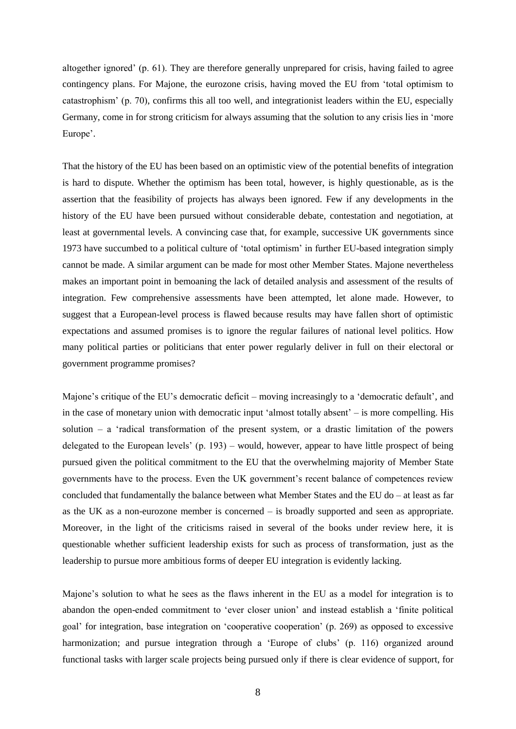altogether ignored' (p. 61). They are therefore generally unprepared for crisis, having failed to agree contingency plans. For Majone, the eurozone crisis, having moved the EU from 'total optimism to catastrophism' (p. 70), confirms this all too well, and integrationist leaders within the EU, especially Germany, come in for strong criticism for always assuming that the solution to any crisis lies in 'more Europe'.

That the history of the EU has been based on an optimistic view of the potential benefits of integration is hard to dispute. Whether the optimism has been total, however, is highly questionable, as is the assertion that the feasibility of projects has always been ignored. Few if any developments in the history of the EU have been pursued without considerable debate, contestation and negotiation, at least at governmental levels. A convincing case that, for example, successive UK governments since 1973 have succumbed to a political culture of 'total optimism' in further EU-based integration simply cannot be made. A similar argument can be made for most other Member States. Majone nevertheless makes an important point in bemoaning the lack of detailed analysis and assessment of the results of integration. Few comprehensive assessments have been attempted, let alone made. However, to suggest that a European-level process is flawed because results may have fallen short of optimistic expectations and assumed promises is to ignore the regular failures of national level politics. How many political parties or politicians that enter power regularly deliver in full on their electoral or government programme promises?

Majone's critique of the EU's democratic deficit – moving increasingly to a 'democratic default', and in the case of monetary union with democratic input 'almost totally absent' – is more compelling. His solution – a 'radical transformation of the present system, or a drastic limitation of the powers delegated to the European levels' (p. 193) – would, however, appear to have little prospect of being pursued given the political commitment to the EU that the overwhelming majority of Member State governments have to the process. Even the UK government's recent balance of competences review concluded that fundamentally the balance between what Member States and the EU do – at least as far as the UK as a non-eurozone member is concerned – is broadly supported and seen as appropriate. Moreover, in the light of the criticisms raised in several of the books under review here, it is questionable whether sufficient leadership exists for such as process of transformation, just as the leadership to pursue more ambitious forms of deeper EU integration is evidently lacking.

Majone's solution to what he sees as the flaws inherent in the EU as a model for integration is to abandon the open-ended commitment to 'ever closer union' and instead establish a 'finite political goal' for integration, base integration on 'cooperative cooperation' (p. 269) as opposed to excessive harmonization; and pursue integration through a 'Europe of clubs' (p. 116) organized around functional tasks with larger scale projects being pursued only if there is clear evidence of support, for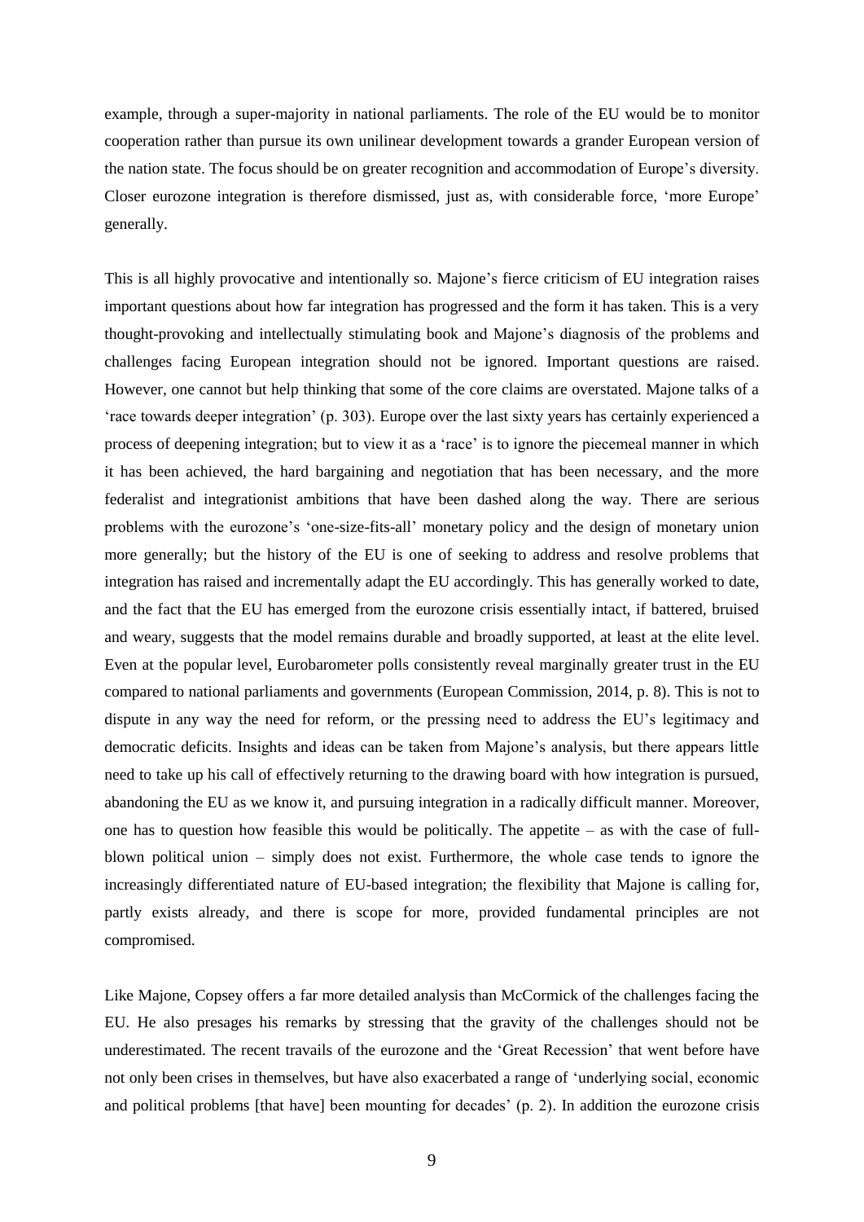example, through a super-majority in national parliaments. The role of the EU would be to monitor cooperation rather than pursue its own unilinear development towards a grander European version of the nation state. The focus should be on greater recognition and accommodation of Europe's diversity. Closer eurozone integration is therefore dismissed, just as, with considerable force, 'more Europe' generally.

This is all highly provocative and intentionally so. Majone's fierce criticism of EU integration raises important questions about how far integration has progressed and the form it has taken. This is a very thought-provoking and intellectually stimulating book and Majone's diagnosis of the problems and challenges facing European integration should not be ignored. Important questions are raised. However, one cannot but help thinking that some of the core claims are overstated. Majone talks of a 'race towards deeper integration' (p. 303). Europe over the last sixty years has certainly experienced a process of deepening integration; but to view it as a 'race' is to ignore the piecemeal manner in which it has been achieved, the hard bargaining and negotiation that has been necessary, and the more federalist and integrationist ambitions that have been dashed along the way. There are serious problems with the eurozone's 'one-size-fits-all' monetary policy and the design of monetary union more generally; but the history of the EU is one of seeking to address and resolve problems that integration has raised and incrementally adapt the EU accordingly. This has generally worked to date, and the fact that the EU has emerged from the eurozone crisis essentially intact, if battered, bruised and weary, suggests that the model remains durable and broadly supported, at least at the elite level. Even at the popular level, Eurobarometer polls consistently reveal marginally greater trust in the EU compared to national parliaments and governments (European Commission, 2014, p. 8). This is not to dispute in any way the need for reform, or the pressing need to address the EU's legitimacy and democratic deficits. Insights and ideas can be taken from Majone's analysis, but there appears little need to take up his call of effectively returning to the drawing board with how integration is pursued, abandoning the EU as we know it, and pursuing integration in a radically difficult manner. Moreover, one has to question how feasible this would be politically. The appetite – as with the case of full-blown political union – simply does not exist. Furthermore, the whole case tends to ignore the increasingly differentiated nature of EU-based integration; the flexibility that Majone is calling for, partly exists already, and there is scope for more, provided fundamental principles are not compromised.

Like Majone, Copsey offers a far more detailed analysis than McCormick of the challenges facing the EU. He also presages his remarks by stressing that the gravity of the challenges should not be underestimated. The recent travails of the eurozone and the 'Great Recession' that went before have not only been crises in themselves, but have also exacerbated a range of 'underlying social, economic and political problems [that have] been mounting for decades' (p. 2). In addition the eurozone crisis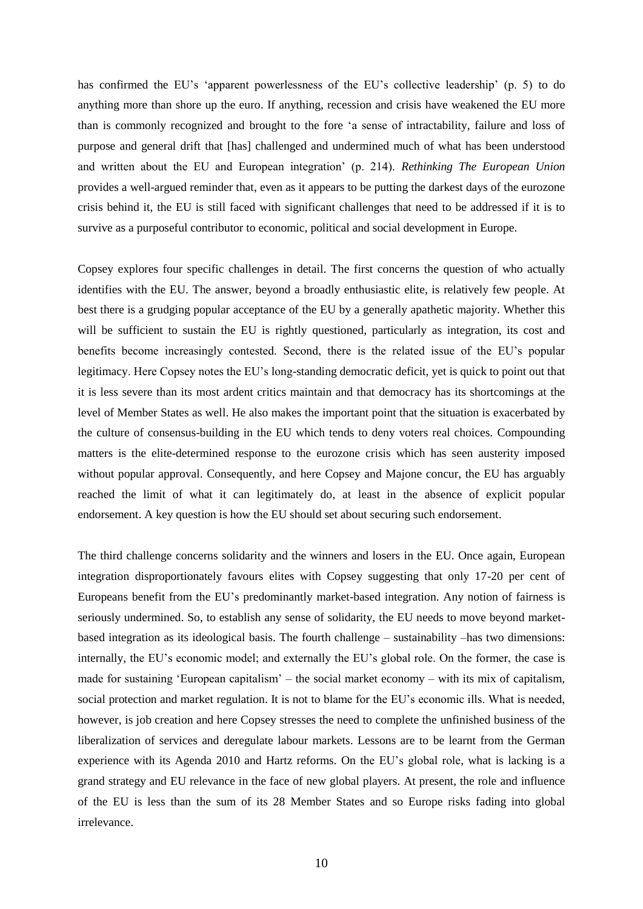has confirmed the EU's 'apparent powerlessness of the EU's collective leadership' (p. 5) to do anything more than shore up the euro. If anything, recession and crisis have weakened the EU more than is commonly recognized and brought to the fore 'a sense of intractability, failure and loss of purpose and general drift that [has] challenged and undermined much of what has been understood and written about the EU and European integration' (p. 214). *Rethinking The European Union* provides a well-argued reminder that, even as it appears to be putting the darkest days of the eurozone crisis behind it, the EU is still faced with significant challenges that need to be addressed if it is to survive as a purposeful contributor to economic, political and social development in Europe.

Copsey explores four specific challenges in detail. The first concerns the question of who actually identifies with the EU. The answer, beyond a broadly enthusiastic elite, is relatively few people. At best there is a grudging popular acceptance of the EU by a generally apathetic majority. Whether this will be sufficient to sustain the EU is rightly questioned, particularly as integration, its cost and benefits become increasingly contested. Second, there is the related issue of the EU's popular legitimacy. Here Copsey notes the EU's long-standing democratic deficit, yet is quick to point out that it is less severe than its most ardent critics maintain and that democracy has its shortcomings at the level of Member States as well. He also makes the important point that the situation is exacerbated by the culture of consensus-building in the EU which tends to deny voters real choices. Compounding matters is the elite-determined response to the eurozone crisis which has seen austerity imposed without popular approval. Consequently, and here Copsey and Majone concur, the EU has arguably reached the limit of what it can legitimately do, at least in the absence of explicit popular endorsement. A key question is how the EU should set about securing such endorsement.

The third challenge concerns solidarity and the winners and losers in the EU. Once again, European integration disproportionately favours elites with Copsey suggesting that only 17-20 per cent of Europeans benefit from the EU's predominantly market-based integration. Any notion of fairness is seriously undermined. So, to establish any sense of solidarity, the EU needs to move beyond market-based integration as its ideological basis. The fourth challenge – sustainability –has two dimensions: internally, the EU's economic model; and externally the EU's global role. On the former, the case is made for sustaining 'European capitalism' – the social market economy – with its mix of capitalism, social protection and market regulation. It is not to blame for the EU's economic ills. What is needed, however, is job creation and here Copsey stresses the need to complete the unfinished business of the liberalization of services and deregulate labour markets. Lessons are to be learnt from the German experience with its Agenda 2010 and Hartz reforms. On the EU's global role, what is lacking is a grand strategy and EU relevance in the face of new global players. At present, the role and influence of the EU is less than the sum of its 28 Member States and so Europe risks fading into global irrelevance.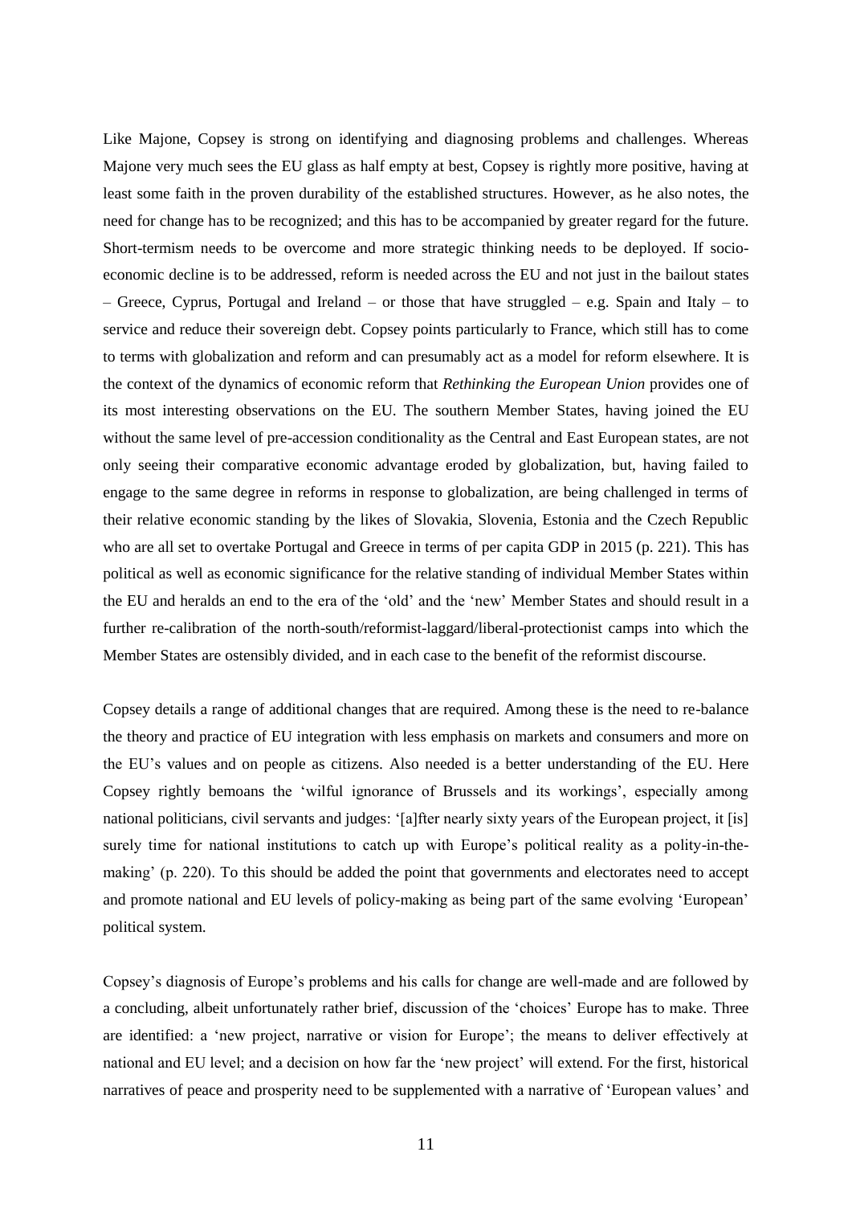Like Majone, Copsey is strong on identifying and diagnosing problems and challenges. Whereas Majone very much sees the EU glass as half empty at best, Copsey is rightly more positive, having at least some faith in the proven durability of the established structures. However, as he also notes, the need for change has to be recognized; and this has to be accompanied by greater regard for the future. Short-termism needs to be overcome and more strategic thinking needs to be deployed. If socio-economic decline is to be addressed, reform is needed across the EU and not just in the bailout states – Greece, Cyprus, Portugal and Ireland – or those that have struggled – e.g. Spain and Italy – to service and reduce their sovereign debt. Copsey points particularly to France, which still has to come to terms with globalization and reform and can presumably act as a model for reform elsewhere. It is the context of the dynamics of economic reform that *Rethinking the European Union* provides one of its most interesting observations on the EU. The southern Member States, having joined the EU without the same level of pre-accession conditionality as the Central and East European states, are not only seeing their comparative economic advantage eroded by globalization, but, having failed to engage to the same degree in reforms in response to globalization, are being challenged in terms of their relative economic standing by the likes of Slovakia, Slovenia, Estonia and the Czech Republic who are all set to overtake Portugal and Greece in terms of per capita GDP in 2015 (p. 221). This has political as well as economic significance for the relative standing of individual Member States within the EU and heralds an end to the era of the 'old' and the 'new' Member States and should result in a further re-calibration of the north-south/reformist-laggard/liberal-protectionist camps into which the Member States are ostensibly divided, and in each case to the benefit of the reformist discourse.

Copsey details a range of additional changes that are required. Among these is the need to re-balance the theory and practice of EU integration with less emphasis on markets and consumers and more on the EU's values and on people as citizens. Also needed is a better understanding of the EU. Here Copsey rightly bemoans the 'wilful ignorance of Brussels and its workings', especially among national politicians, civil servants and judges: '[a]fter nearly sixty years of the European project, it [is] surely time for national institutions to catch up with Europe's political reality as a polity-in-the-making' (p. 220). To this should be added the point that governments and electorates need to accept and promote national and EU levels of policy-making as being part of the same evolving 'European' political system.

Copsey's diagnosis of Europe's problems and his calls for change are well-made and are followed by a concluding, albeit unfortunately rather brief, discussion of the 'choices' Europe has to make. Three are identified: a 'new project, narrative or vision for Europe'; the means to deliver effectively at national and EU level; and a decision on how far the 'new project' will extend. For the first, historical narratives of peace and prosperity need to be supplemented with a narrative of 'European values' and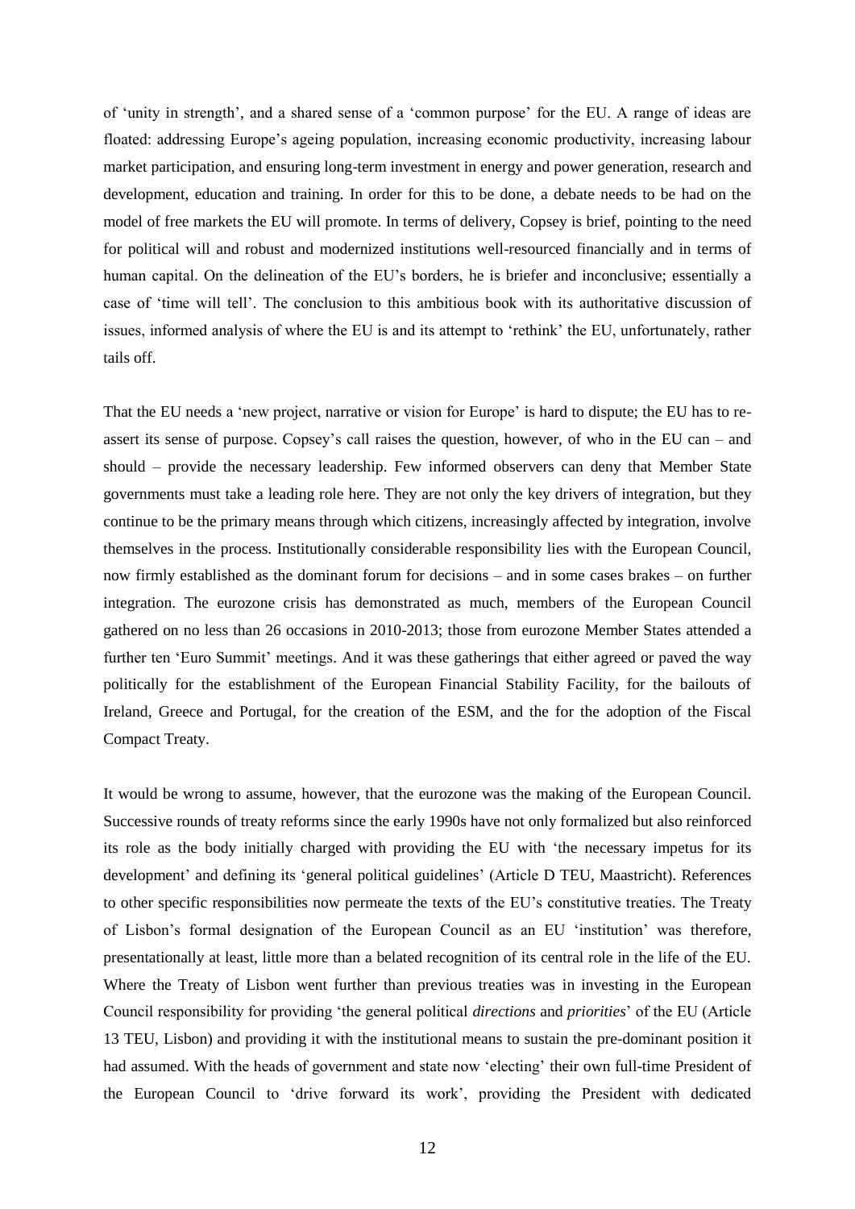of 'unity in strength', and a shared sense of a 'common purpose' for the EU. A range of ideas are floated: addressing Europe's ageing population, increasing economic productivity, increasing labour market participation, and ensuring long-term investment in energy and power generation, research and development, education and training. In order for this to be done, a debate needs to be had on the model of free markets the EU will promote. In terms of delivery, Copsey is brief, pointing to the need for political will and robust and modernized institutions well-resourced financially and in terms of human capital. On the delineation of the EU's borders, he is briefer and inconclusive; essentially a case of 'time will tell'. The conclusion to this ambitious book with its authoritative discussion of issues, informed analysis of where the EU is and its attempt to 'rethink' the EU, unfortunately, rather tails off.

That the EU needs a 'new project, narrative or vision for Europe' is hard to dispute; the EU has to re-assert its sense of purpose. Copsey's call raises the question, however, of who in the EU can – and should – provide the necessary leadership. Few informed observers can deny that Member State governments must take a leading role here. They are not only the key drivers of integration, but they continue to be the primary means through which citizens, increasingly affected by integration, involve themselves in the process. Institutionally considerable responsibility lies with the European Council, now firmly established as the dominant forum for decisions – and in some cases brakes – on further integration. The eurozone crisis has demonstrated as much, members of the European Council gathered on no less than 26 occasions in 2010-2013; those from eurozone Member States attended a further ten 'Euro Summit' meetings. And it was these gatherings that either agreed or paved the way politically for the establishment of the European Financial Stability Facility, for the bailouts of Ireland, Greece and Portugal, for the creation of the ESM, and the for the adoption of the Fiscal Compact Treaty.

It would be wrong to assume, however, that the eurozone was the making of the European Council. Successive rounds of treaty reforms since the early 1990s have not only formalized but also reinforced its role as the body initially charged with providing the EU with 'the necessary impetus for its development' and defining its 'general political guidelines' (Article D TEU, Maastricht). References to other specific responsibilities now permeate the texts of the EU's constitutive treaties. The Treaty of Lisbon's formal designation of the European Council as an EU 'institution' was therefore, presentationally at least, little more than a belated recognition of its central role in the life of the EU. Where the Treaty of Lisbon went further than previous treaties was in investing in the European Council responsibility for providing 'the general political *directions* and *priorities*' of the EU (Article 13 TEU, Lisbon) and providing it with the institutional means to sustain the pre-dominant position it had assumed. With the heads of government and state now 'electing' their own full-time President of the European Council to 'drive forward its work', providing the President with dedicated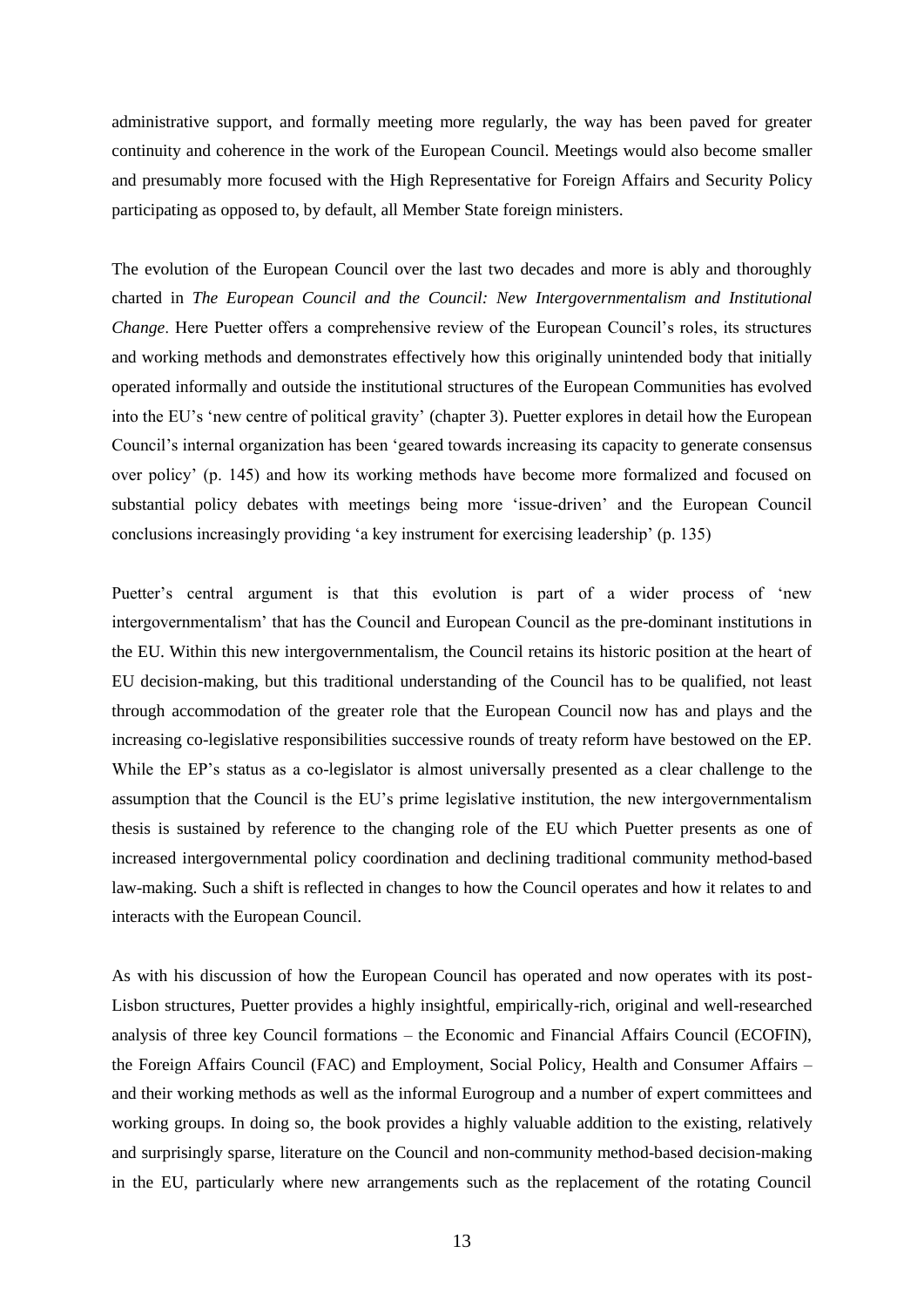administrative support, and formally meeting more regularly, the way has been paved for greater continuity and coherence in the work of the European Council. Meetings would also become smaller and presumably more focused with the High Representative for Foreign Affairs and Security Policy participating as opposed to, by default, all Member State foreign ministers.

The evolution of the European Council over the last two decades and more is ably and thoroughly charted in *The European Council and the Council: New Intergovernmentalism and Institutional Change*. Here Puetter offers a comprehensive review of the European Council's roles, its structures and working methods and demonstrates effectively how this originally unintended body that initially operated informally and outside the institutional structures of the European Communities has evolved into the EU's 'new centre of political gravity' (chapter 3). Puetter explores in detail how the European Council's internal organization has been 'geared towards increasing its capacity to generate consensus over policy' (p. 145) and how its working methods have become more formalized and focused on substantial policy debates with meetings being more 'issue-driven' and the European Council conclusions increasingly providing 'a key instrument for exercising leadership' (p. 135)

Puetter's central argument is that this evolution is part of a wider process of 'new intergovernmentalism' that has the Council and European Council as the pre-dominant institutions in the EU. Within this new intergovernmentalism, the Council retains its historic position at the heart of EU decision-making, but this traditional understanding of the Council has to be qualified, not least through accommodation of the greater role that the European Council now has and plays and the increasing co-legislative responsibilities successive rounds of treaty reform have bestowed on the EP. While the EP's status as a co-legislator is almost universally presented as a clear challenge to the assumption that the Council is the EU's prime legislative institution, the new intergovernmentalism thesis is sustained by reference to the changing role of the EU which Puetter presents as one of increased intergovernmental policy coordination and declining traditional community method-based law-making. Such a shift is reflected in changes to how the Council operates and how it relates to and interacts with the European Council.

As with his discussion of how the European Council has operated and now operates with its post-Lisbon structures, Puetter provides a highly insightful, empirically-rich, original and well-researched analysis of three key Council formations – the Economic and Financial Affairs Council (ECOFIN), the Foreign Affairs Council (FAC) and Employment, Social Policy, Health and Consumer Affairs – and their working methods as well as the informal Eurogroup and a number of expert committees and working groups. In doing so, the book provides a highly valuable addition to the existing, relatively and surprisingly sparse, literature on the Council and non-community method-based decision-making in the EU, particularly where new arrangements such as the replacement of the rotating Council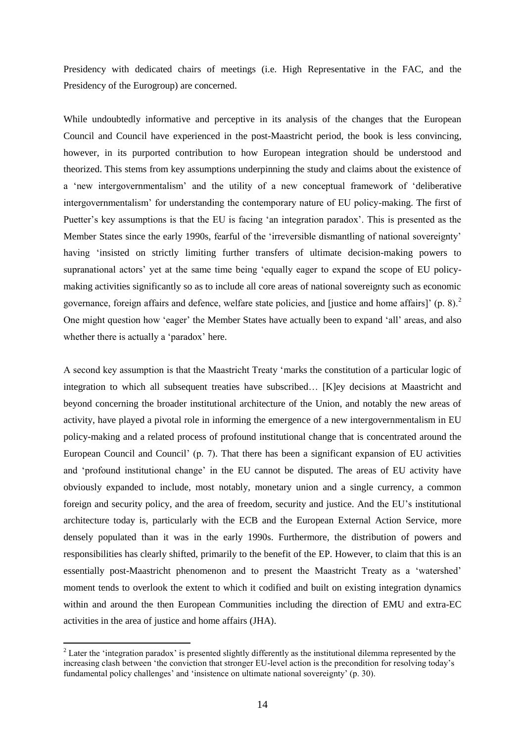Presidency with dedicated chairs of meetings (i.e. High Representative in the FAC, and the Presidency of the Eurogroup) are concerned.

While undoubtedly informative and perceptive in its analysis of the changes that the European Council and Council have experienced in the post-Maastricht period, the book is less convincing, however, in its purported contribution to how European integration should be understood and theorized. This stems from key assumptions underpinning the study and claims about the existence of a 'new intergovernmentalism' and the utility of a new conceptual framework of 'deliberative intergovernmentalism' for understanding the contemporary nature of EU policy-making. The first of Puetter's key assumptions is that the EU is facing 'an integration paradox'. This is presented as the Member States since the early 1990s, fearful of the 'irreversible dismantling of national sovereignty' having 'insisted on strictly limiting further transfers of ultimate decision-making powers to supranational actors' yet at the same time being 'equally eager to expand the scope of EU policy-making activities significantly so as to include all core areas of national sovereignty such as economic governance, foreign affairs and defence, welfare state policies, and [justice and home affairs]' (p. 8).[2] One might question how 'eager' the Member States have actually been to expand 'all' areas, and also whether there is actually a 'paradox' here.

A second key assumption is that the Maastricht Treaty 'marks the constitution of a particular logic of integration to which all subsequent treaties have subscribed… [K]ey decisions at Maastricht and beyond concerning the broader institutional architecture of the Union, and notably the new areas of activity, have played a pivotal role in informing the emergence of a new intergovernmentalism in EU policy-making and a related process of profound institutional change that is concentrated around the European Council and Council' (p. 7). That there has been a significant expansion of EU activities and 'profound institutional change' in the EU cannot be disputed. The areas of EU activity have obviously expanded to include, most notably, monetary union and a single currency, a common foreign and security policy, and the area of freedom, security and justice. And the EU's institutional architecture today is, particularly with the ECB and the European External Action Service, more densely populated than it was in the early 1990s. Furthermore, the distribution of powers and responsibilities has clearly shifted, primarily to the benefit of the EP. However, to claim that this is an essentially post-Maastricht phenomenon and to present the Maastricht Treaty as a 'watershed' moment tends to overlook the extent to which it codified and built on existing integration dynamics within and around the then European Communities including the direction of EMU and extra-EC activities in the area of justice and home affairs (JHA).

[2] Later the 'integration paradox' is presented slightly differently as the institutional dilemma represented by the increasing clash between 'the conviction that stronger EU-level action is the precondition for resolving today's fundamental policy challenges' and 'insistence on ultimate national sovereignty' (p. 30).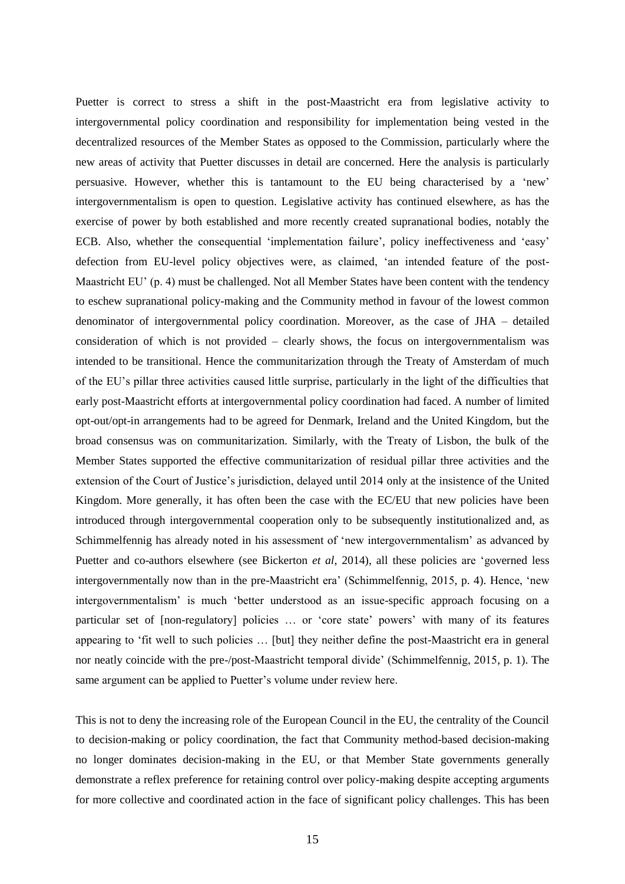Puetter is correct to stress a shift in the post-Maastricht era from legislative activity to intergovernmental policy coordination and responsibility for implementation being vested in the decentralized resources of the Member States as opposed to the Commission, particularly where the new areas of activity that Puetter discusses in detail are concerned. Here the analysis is particularly persuasive. However, whether this is tantamount to the EU being characterised by a 'new' intergovernmentalism is open to question. Legislative activity has continued elsewhere, as has the exercise of power by both established and more recently created supranational bodies, notably the ECB. Also, whether the consequential 'implementation failure', policy ineffectiveness and 'easy' defection from EU-level policy objectives were, as claimed, 'an intended feature of the post-Maastricht EU' (p. 4) must be challenged. Not all Member States have been content with the tendency to eschew supranational policy-making and the Community method in favour of the lowest common denominator of intergovernmental policy coordination. Moreover, as the case of JHA – detailed consideration of which is not provided – clearly shows, the focus on intergovernmentalism was intended to be transitional. Hence the communitarization through the Treaty of Amsterdam of much of the EU's pillar three activities caused little surprise, particularly in the light of the difficulties that early post-Maastricht efforts at intergovernmental policy coordination had faced. A number of limited opt-out/opt-in arrangements had to be agreed for Denmark, Ireland and the United Kingdom, but the broad consensus was on communitarization. Similarly, with the Treaty of Lisbon, the bulk of the Member States supported the effective communitarization of residual pillar three activities and the extension of the Court of Justice's jurisdiction, delayed until 2014 only at the insistence of the United Kingdom. More generally, it has often been the case with the EC/EU that new policies have been introduced through intergovernmental cooperation only to be subsequently institutionalized and, as Schimmelfennig has already noted in his assessment of 'new intergovernmentalism' as advanced by Puetter and co-authors elsewhere (see Bickerton *et al*, 2014), all these policies are 'governed less intergovernmentally now than in the pre-Maastricht era' (Schimmelfennig, 2015, p. 4). Hence, 'new intergovernmentalism' is much 'better understood as an issue-specific approach focusing on a particular set of [non-regulatory] policies … or 'core state' powers' with many of its features appearing to 'fit well to such policies … [but] they neither define the post-Maastricht era in general nor neatly coincide with the pre-/post-Maastricht temporal divide' (Schimmelfennig, 2015, p. 1). The same argument can be applied to Puetter's volume under review here.

This is not to deny the increasing role of the European Council in the EU, the centrality of the Council to decision-making or policy coordination, the fact that Community method-based decision-making no longer dominates decision-making in the EU, or that Member State governments generally demonstrate a reflex preference for retaining control over policy-making despite accepting arguments for more collective and coordinated action in the face of significant policy challenges. This has been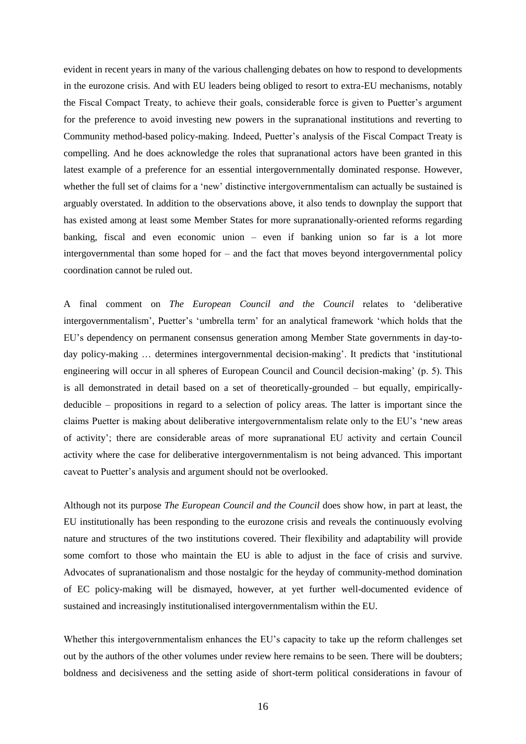evident in recent years in many of the various challenging debates on how to respond to developments in the eurozone crisis. And with EU leaders being obliged to resort to extra-EU mechanisms, notably the Fiscal Compact Treaty, to achieve their goals, considerable force is given to Puetter's argument for the preference to avoid investing new powers in the supranational institutions and reverting to Community method-based policy-making. Indeed, Puetter's analysis of the Fiscal Compact Treaty is compelling. And he does acknowledge the roles that supranational actors have been granted in this latest example of a preference for an essential intergovernmentally dominated response. However, whether the full set of claims for a 'new' distinctive intergovernmentalism can actually be sustained is arguably overstated. In addition to the observations above, it also tends to downplay the support that has existed among at least some Member States for more supranationally-oriented reforms regarding banking, fiscal and even economic union – even if banking union so far is a lot more intergovernmental than some hoped for – and the fact that moves beyond intergovernmental policy coordination cannot be ruled out.

A final comment on *The European Council and the Council* relates to 'deliberative intergovernmentalism', Puetter's 'umbrella term' for an analytical framework 'which holds that the EU's dependency on permanent consensus generation among Member State governments in day-to-day policy-making … determines intergovernmental decision-making'. It predicts that 'institutional engineering will occur in all spheres of European Council and Council decision-making' (p. 5). This is all demonstrated in detail based on a set of theoretically-grounded – but equally, empirically-deducible – propositions in regard to a selection of policy areas. The latter is important since the claims Puetter is making about deliberative intergovernmentalism relate only to the EU's 'new areas of activity'; there are considerable areas of more supranational EU activity and certain Council activity where the case for deliberative intergovernmentalism is not being advanced. This important caveat to Puetter's analysis and argument should not be overlooked.

Although not its purpose *The European Council and the Council* does show how, in part at least, the EU institutionally has been responding to the eurozone crisis and reveals the continuously evolving nature and structures of the two institutions covered. Their flexibility and adaptability will provide some comfort to those who maintain the EU is able to adjust in the face of crisis and survive. Advocates of supranationalism and those nostalgic for the heyday of community-method domination of EC policy-making will be dismayed, however, at yet further well-documented evidence of sustained and increasingly institutionalised intergovernmentalism within the EU.

Whether this intergovernmentalism enhances the EU's capacity to take up the reform challenges set out by the authors of the other volumes under review here remains to be seen. There will be doubters; boldness and decisiveness and the setting aside of short-term political considerations in favour of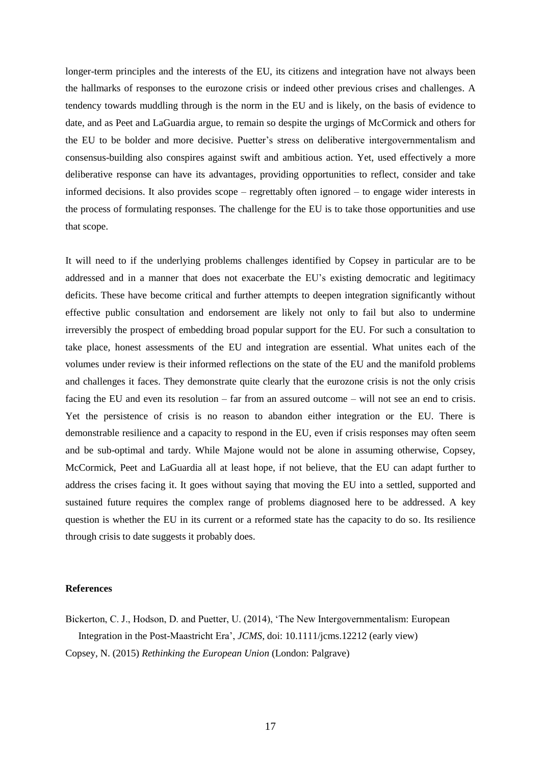longer-term principles and the interests of the EU, its citizens and integration have not always been the hallmarks of responses to the eurozone crisis or indeed other previous crises and challenges. A tendency towards muddling through is the norm in the EU and is likely, on the basis of evidence to date, and as Peet and LaGuardia argue, to remain so despite the urgings of McCormick and others for the EU to be bolder and more decisive. Puetter's stress on deliberative intergovernmentalism and consensus-building also conspires against swift and ambitious action. Yet, used effectively a more deliberative response can have its advantages, providing opportunities to reflect, consider and take informed decisions. It also provides scope – regrettably often ignored – to engage wider interests in the process of formulating responses. The challenge for the EU is to take those opportunities and use that scope.

It will need to if the underlying problems challenges identified by Copsey in particular are to be addressed and in a manner that does not exacerbate the EU's existing democratic and legitimacy deficits. These have become critical and further attempts to deepen integration significantly without effective public consultation and endorsement are likely not only to fail but also to undermine irreversibly the prospect of embedding broad popular support for the EU. For such a consultation to take place, honest assessments of the EU and integration are essential. What unites each of the volumes under review is their informed reflections on the state of the EU and the manifold problems and challenges it faces. They demonstrate quite clearly that the eurozone crisis is not the only crisis facing the EU and even its resolution – far from an assured outcome – will not see an end to crisis. Yet the persistence of crisis is no reason to abandon either integration or the EU. There is demonstrable resilience and a capacity to respond in the EU, even if crisis responses may often seem and be sub-optimal and tardy. While Majone would not be alone in assuming otherwise, Copsey, McCormick, Peet and LaGuardia all at least hope, if not believe, that the EU can adapt further to address the crises facing it. It goes without saying that moving the EU into a settled, supported and sustained future requires the complex range of problems diagnosed here to be addressed. A key question is whether the EU in its current or a reformed state has the capacity to do so. Its resilience through crisis to date suggests it probably does.

**References**

Bickerton, C. J., Hodson, D. and Puetter, U. (2014), 'The New Intergovernmentalism: European Integration in the Post-Maastricht Era', *JCMS*, doi: 10.1111/jcms.12212 (early view)

Copsey, N. (2015) *Rethinking the European Union* (London: Palgrave)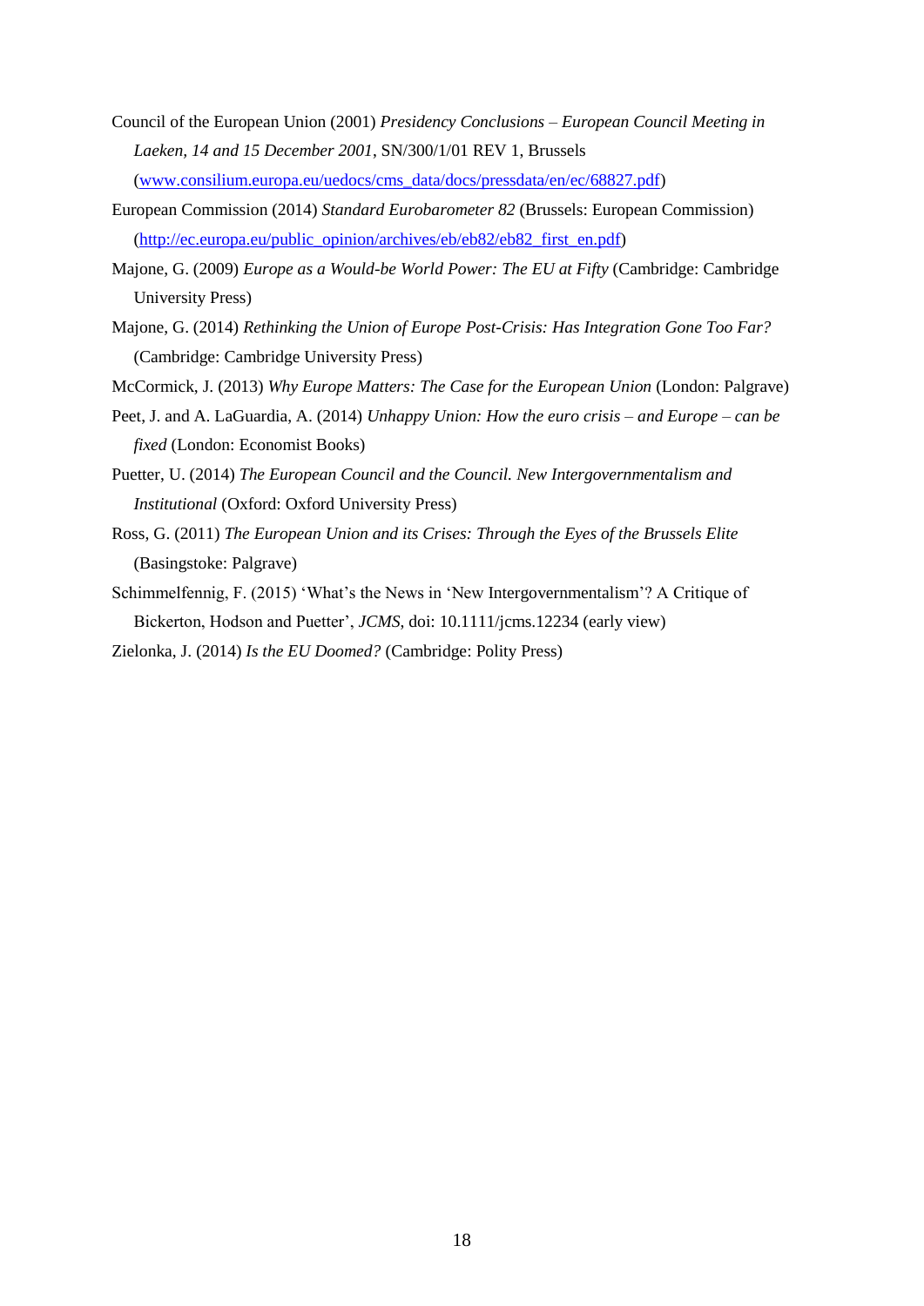Council of the European Union (2001) *Presidency Conclusions – European Council Meeting in Laeken, 14 and 15 December 2001*, SN/300/1/01 REV 1, Brussels (www.consilium.europa.eu/uedocs/cms_data/docs/pressdata/en/ec/68827.pdf)

European Commission (2014) *Standard Eurobarometer 82* (Brussels: European Commission) (http://ec.europa.eu/public_opinion/archives/eb/eb82/eb82_first_en.pdf)

Majone, G. (2009) *Europe as a Would-be World Power: The EU at Fifty* (Cambridge: Cambridge University Press)

Majone, G. (2014) *Rethinking the Union of Europe Post-Crisis: Has Integration Gone Too Far?* (Cambridge: Cambridge University Press)

McCormick, J. (2013) *Why Europe Matters: The Case for the European Union* (London: Palgrave)

Peet, J. and A. LaGuardia, A. (2014) *Unhappy Union: How the euro crisis – and Europe – can be fixed* (London: Economist Books)

Puetter, U. (2014) *The European Council and the Council. New Intergovernmentalism and Institutional* (Oxford: Oxford University Press)

Ross, G. (2011) *The European Union and its Crises: Through the Eyes of the Brussels Elite* (Basingstoke: Palgrave)

Schimmelfennig, F. (2015) 'What's the News in 'New Intergovernmentalism'? A Critique of Bickerton, Hodson and Puetter', *JCMS*, doi: 10.1111/jcms.12234 (early view)

Zielonka, J. (2014) *Is the EU Doomed?* (Cambridge: Polity Press)